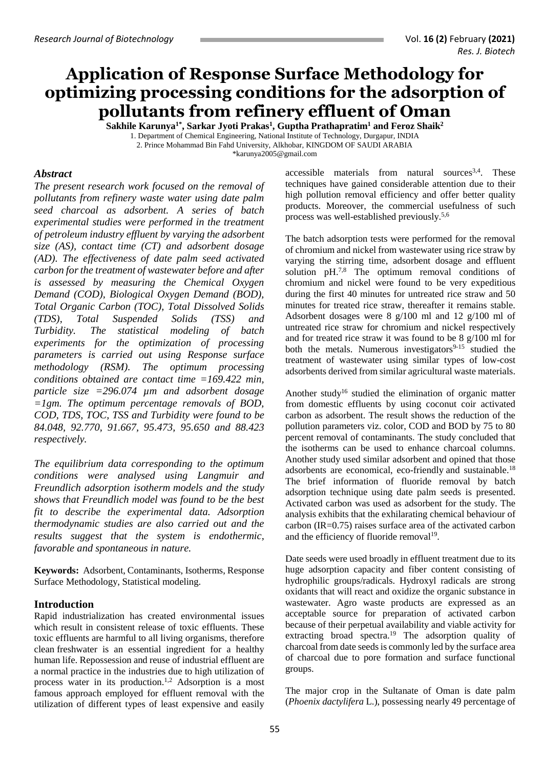# Application of Response Surface Methodology for optimizing processing conditions for the adsorption of pollutants from refinery effluent of Oman

**Sakhile Karunya[1*], Sarkar Jyoti Prakas[1], Guptha Prathapratim[1] and Feroz Shaik[2]**

1. Department of Chemical Engineering, National Institute of Technology, Durgapur, INDIA
2. Prince Mohammad Bin Fahd University, Alkhobar, KINGDOM OF SAUDI ARABIA

*karunya2005@gmail.com

## *Abstract*

*The present research work focused on the removal of pollutants from refinery waste water using date palm seed charcoal as adsorbent. A series of batch experimental studies were performed in the treatment of petroleum industry effluent by varying the adsorbent size (AS), contact time (CT) and adsorbent dosage (AD). The effectiveness of date palm seed activated carbon for the treatment of wastewater before and after is assessed by measuring the Chemical Oxygen Demand (COD), Biological Oxygen Demand (BOD), Total Organic Carbon (TOC), Total Dissolved Solids (TDS), Total Suspended Solids (TSS) and Turbidity. The statistical modeling of batch experiments for the optimization of processing parameters is carried out using Response surface methodology (RSM). The optimum processing conditions obtained are contact time =169.422 min, particle size =296.074 µm and adsorbent dosage =1gm. The optimum percentage removals of BOD, COD, TDS, TOC, TSS and Turbidity were found to be 84.048, 92.770, 91.667, 95.473, 95.650 and 88.423 respectively.*

*The equilibrium data corresponding to the optimum conditions were analysed using Langmuir and Freundlich adsorption isotherm models and the study shows that Freundlich model was found to be the best fit to describe the experimental data. Adsorption thermodynamic studies are also carried out and the results suggest that the system is endothermic, favorable and spontaneous in nature.*

**Keywords:** Adsorbent, Contaminants, Isotherms, Response Surface Methodology, Statistical modeling.

## Introduction

Rapid industrialization has created environmental issues which result in consistent release of toxic effluents. These toxic effluents are harmful to all living organisms, therefore clean freshwater is an essential ingredient for a healthy human life. Repossession and reuse of industrial effluent are a normal practice in the industries due to high utilization of process water in its production.[1,2] Adsorption is a most famous approach employed for effluent removal with the utilization of different types of least expensive and easily accessible materials from natural sources[3,4]. These techniques have gained considerable attention due to their high pollution removal efficiency and offer better quality products. Moreover, the commercial usefulness of such process was well-established previously.[5,6]

The batch adsorption tests were performed for the removal of chromium and nickel from wastewater using rice straw by varying the stirring time, adsorbent dosage and effluent solution pH.[7,8] The optimum removal conditions of chromium and nickel were found to be very expeditious during the first 40 minutes for untreated rice straw and 50 minutes for treated rice straw, thereafter it remains stable. Adsorbent dosages were 8 g/100 ml and 12 g/100 ml of untreated rice straw for chromium and nickel respectively and for treated rice straw it was found to be 8 g/100 ml for both the metals. Numerous investigators[9-15] studied the treatment of wastewater using similar types of low-cost adsorbents derived from similar agricultural waste materials.

Another study[16] studied the elimination of organic matter from domestic effluents by using coconut coir activated carbon as adsorbent. The result shows the reduction of the pollution parameters viz. color, COD and BOD by 75 to 80 percent removal of contaminants. The study concluded that the isotherms can be used to enhance charcoal columns. Another study used similar adsorbent and opined that those adsorbents are economical, eco-friendly and sustainable.[18] The brief information of fluoride removal by batch adsorption technique using date palm seeds is presented. Activated carbon was used as adsorbent for the study. The analysis exhibits that the exhilarating chemical behaviour of carbon (IR=0.75) raises surface area of the activated carbon and the efficiency of fluoride removal[19].

Date seeds were used broadly in effluent treatment due to its huge adsorption capacity and fiber content consisting of hydrophilic groups/radicals. Hydroxyl radicals are strong oxidants that will react and oxidize the organic substance in wastewater. Agro waste products are expressed as an acceptable source for preparation of activated carbon because of their perpetual availability and viable activity for extracting broad spectra.[19] The adsorption quality of charcoal from date seeds is commonly led by the surface area of charcoal due to pore formation and surface functional groups.

The major crop in the Sultanate of Oman is date palm (*Phoenix dactylifera* L.), possessing nearly 49 percentage of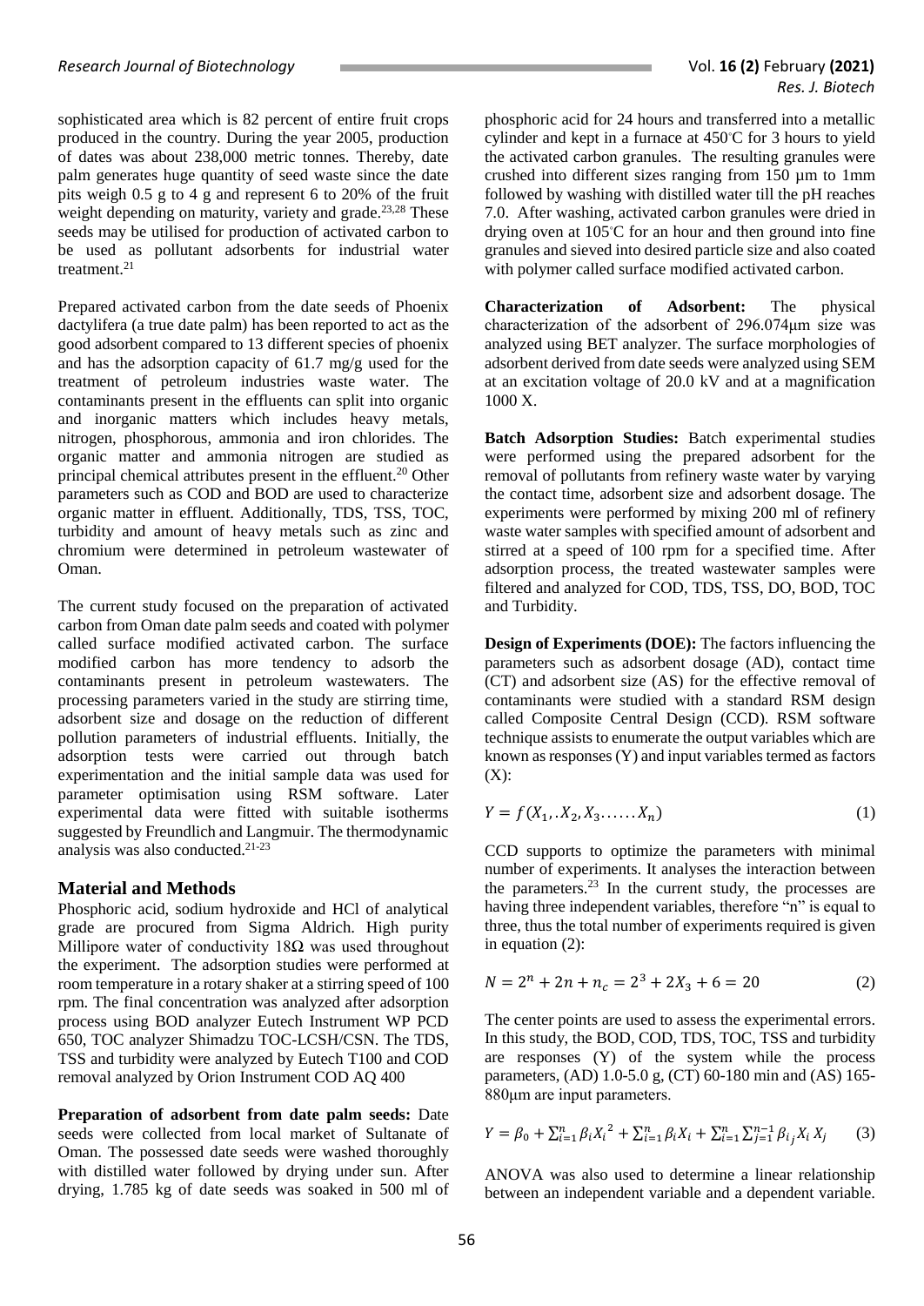sophisticated area which is 82 percent of entire fruit crops produced in the country. During the year 2005, production of dates was about 238,000 metric tonnes. Thereby, date palm generates huge quantity of seed waste since the date pits weigh 0.5 g to 4 g and represent 6 to 20% of the fruit weight depending on maturity, variety and grade.[23,28] These seeds may be utilised for production of activated carbon to be used as pollutant adsorbents for industrial water treatment.[21]

Prepared activated carbon from the date seeds of Phoenix dactylifera (a true date palm) has been reported to act as the good adsorbent compared to 13 different species of phoenix and has the adsorption capacity of 61.7 mg/g used for the treatment of petroleum industries waste water. The contaminants present in the effluents can split into organic and inorganic matters which includes heavy metals, nitrogen, phosphorous, ammonia and iron chlorides. The organic matter and ammonia nitrogen are studied as principal chemical attributes present in the effluent.[20] Other parameters such as COD and BOD are used to characterize organic matter in effluent. Additionally, TDS, TSS, TOC, turbidity and amount of heavy metals such as zinc and chromium were determined in petroleum wastewater of Oman.

The current study focused on the preparation of activated carbon from Oman date palm seeds and coated with polymer called surface modified activated carbon. The surface modified carbon has more tendency to adsorb the contaminants present in petroleum wastewaters. The processing parameters varied in the study are stirring time, adsorbent size and dosage on the reduction of different pollution parameters of industrial effluents. Initially, the adsorption tests were carried out through batch experimentation and the initial sample data was used for parameter optimisation using RSM software. Later experimental data were fitted with suitable isotherms suggested by Freundlich and Langmuir. The thermodynamic analysis was also conducted.[21-23]

## Material and Methods

Phosphoric acid, sodium hydroxide and HCl of analytical grade are procured from Sigma Aldrich. High purity Millipore water of conductivity 18Ω was used throughout the experiment. The adsorption studies were performed at room temperature in a rotary shaker at a stirring speed of 100 rpm. The final concentration was analyzed after adsorption process using BOD analyzer Eutech Instrument WP PCD 650, TOC analyzer Shimadzu TOC-LCSH/CSN. The TDS, TSS and turbidity were analyzed by Eutech T100 and COD removal analyzed by Orion Instrument COD AQ 400

**Preparation of adsorbent from date palm seeds:** Date seeds were collected from local market of Sultanate of Oman. The possessed date seeds were washed thoroughly with distilled water followed by drying under sun. After drying, 1.785 kg of date seeds was soaked in 500 ml of phosphoric acid for 24 hours and transferred into a metallic cylinder and kept in a furnace at 450°C for 3 hours to yield the activated carbon granules. The resulting granules were crushed into different sizes ranging from 150 µm to 1mm followed by washing with distilled water till the pH reaches 7.0. After washing, activated carbon granules were dried in drying oven at 105°C for an hour and then ground into fine granules and sieved into desired particle size and also coated with polymer called surface modified activated carbon.

**Characterization of Adsorbent:** The physical characterization of the adsorbent of 296.074µm size was analyzed using BET analyzer. The surface morphologies of adsorbent derived from date seeds were analyzed using SEM at an excitation voltage of 20.0 kV and at a magnification 1000 X.

**Batch Adsorption Studies:** Batch experimental studies were performed using the prepared adsorbent for the removal of pollutants from refinery waste water by varying the contact time, adsorbent size and adsorbent dosage. The experiments were performed by mixing 200 ml of refinery waste water samples with specified amount of adsorbent and stirred at a speed of 100 rpm for a specified time. After adsorption process, the treated wastewater samples were filtered and analyzed for COD, TDS, TSS, DO, BOD, TOC and Turbidity.

**Design of Experiments (DOE):** The factors influencing the parameters such as adsorbent dosage (AD), contact time (CT) and adsorbent size (AS) for the effective removal of contaminants were studied with a standard RSM design called Composite Central Design (CCD). RSM software technique assists to enumerate the output variables which are known as responses (Y) and input variables termed as factors (X):

$$Y = f(X_1, .X_2, X_3 \ldots\ldots X_n) \tag{1}$$

CCD supports to optimize the parameters with minimal number of experiments. It analyses the interaction between the parameters.[23] In the current study, the processes are having three independent variables, therefore "n" is equal to three, thus the total number of experiments required is given in equation (2):

$$N = 2^n + 2n + n_c = 2^3 + 2X_3 + 6 = 20 \tag{2}$$

The center points are used to assess the experimental errors. In this study, the BOD, COD, TDS, TOC, TSS and turbidity are responses (Y) of the system while the process parameters, (AD) 1.0-5.0 g, (CT) 60-180 min and (AS) 165-880µm are input parameters.

$$Y = \beta_0 + \sum_{i=1}^{n} \beta_i X_i^2 + \sum_{i=1}^{n} \beta_i X_i + \sum_{i=1}^{n} \sum_{j=1}^{n-1} \beta_{i_j} X_i X_j \tag{3}$$

ANOVA was also used to determine a linear relationship between an independent variable and a dependent variable.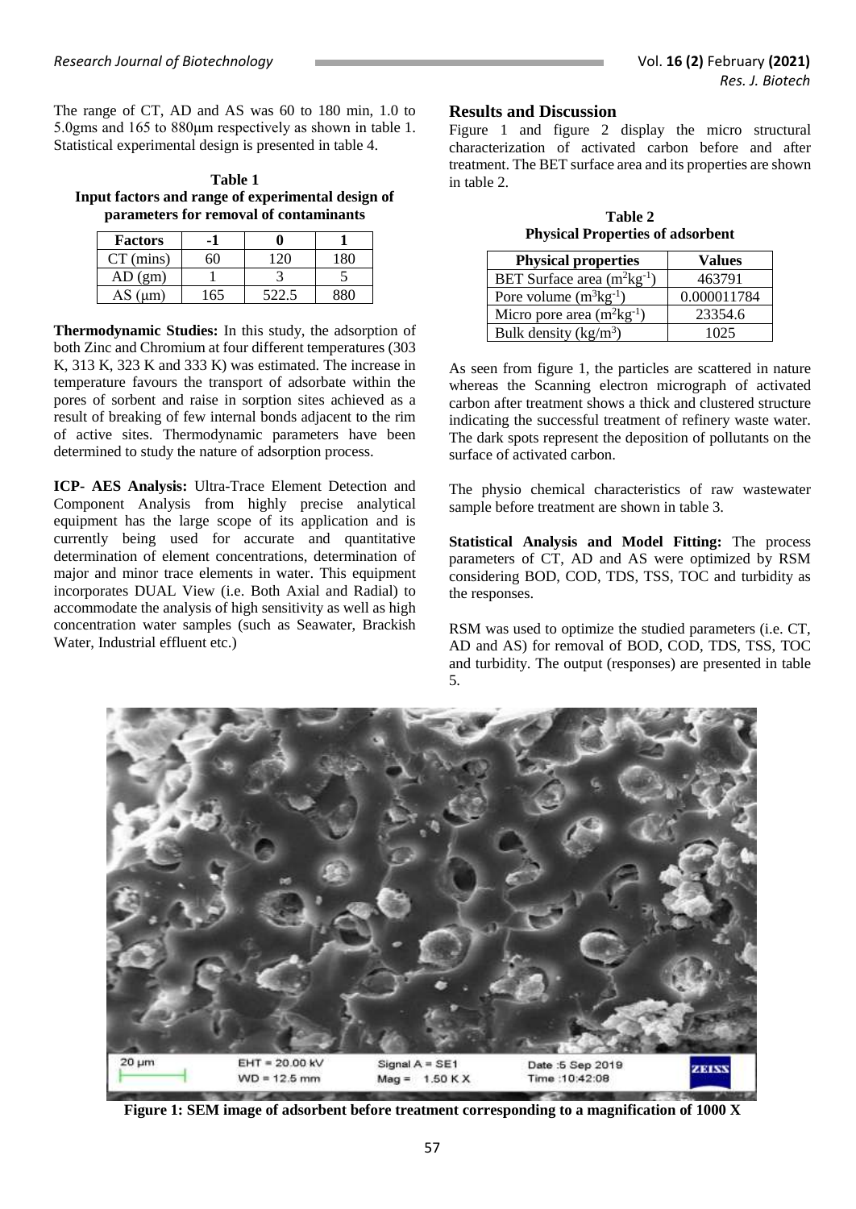The range of CT, AD and AS was 60 to 180 min, 1.0 to 5.0gms and 165 to 880μm respectively as shown in table 1. Statistical experimental design is presented in table 4.

**Table 1**
**Input factors and range of experimental design of parameters for removal of contaminants**

| Factors | -1 | 0 | 1 |
|---|---|---|---|
| CT (mins) | 60 | 120 | 180 |
| AD (gm) | 1 | 3 | 5 |
| AS (μm) | 165 | 522.5 | 880 |

**Thermodynamic Studies:** In this study, the adsorption of both Zinc and Chromium at four different temperatures (303 K, 313 K, 323 K and 333 K) was estimated. The increase in temperature favours the transport of adsorbate within the pores of sorbent and raise in sorption sites achieved as a result of breaking of few internal bonds adjacent to the rim of active sites. Thermodynamic parameters have been determined to study the nature of adsorption process.

**ICP- AES Analysis:** Ultra-Trace Element Detection and Component Analysis from highly precise analytical equipment has the large scope of its application and is currently being used for accurate and quantitative determination of element concentrations, determination of major and minor trace elements in water. This equipment incorporates DUAL View (i.e. Both Axial and Radial) to accommodate the analysis of high sensitivity as well as high concentration water samples (such as Seawater, Brackish Water, Industrial effluent etc.)

## Results and Discussion

Figure 1 and figure 2 display the micro structural characterization of activated carbon before and after treatment. The BET surface area and its properties are shown in table 2.

**Table 2**
**Physical Properties of adsorbent**

| Physical properties | Values |
|---|---|
| BET Surface area ($m^2kg^{-1}$) | 463791 |
| Pore volume ($m^3kg^{-1}$) | 0.000011784 |
| Micro pore area ($m^2kg^{-1}$) | 23354.6 |
| Bulk density ($kg/m^3$) | 1025 |

As seen from figure 1, the particles are scattered in nature whereas the Scanning electron micrograph of activated carbon after treatment shows a thick and clustered structure indicating the successful treatment of refinery waste water. The dark spots represent the deposition of pollutants on the surface of activated carbon.

The physio chemical characteristics of raw wastewater sample before treatment are shown in table 3.

**Statistical Analysis and Model Fitting:** The process parameters of CT, AD and AS were optimized by RSM considering BOD, COD, TDS, TSS, TOC and turbidity as the responses.

RSM was used to optimize the studied parameters (i.e. CT, AD and AS) for removal of BOD, COD, TDS, TSS, TOC and turbidity. The output (responses) are presented in table 5.

20 μm EHT = 20.00 kV WD = 12.5 mm Signal A = SE1 Mag = 1.50 K X Date :5 Sep 2019 Time :10:42:08 ZEISS

**Figure 1: SEM image of adsorbent before treatment corresponding to a magnification of 1000 X**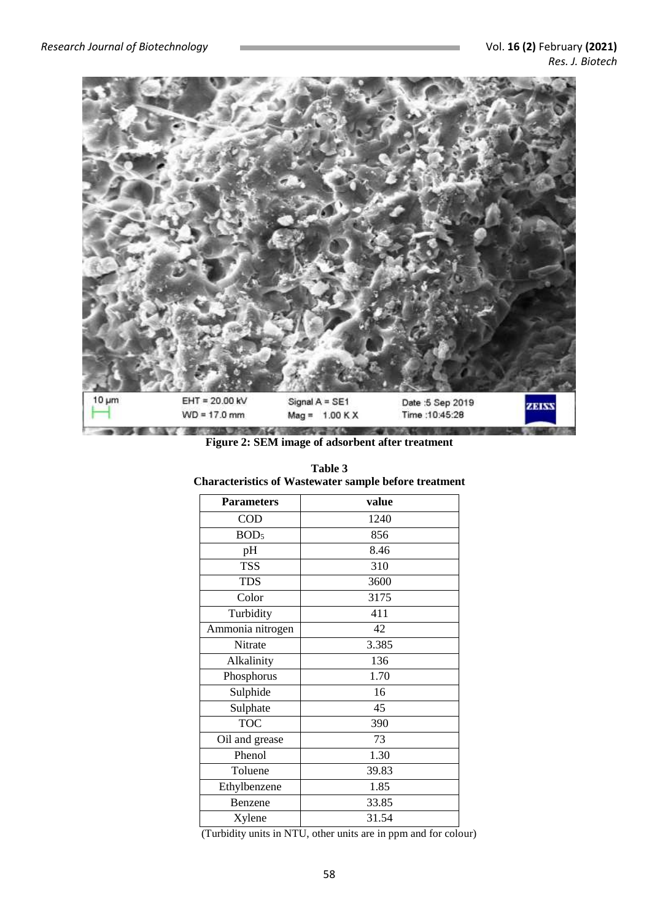Figure 2: SEM image of adsorbent after treatment

**Table 3**
**Characteristics of Wastewater sample before treatment**

| Parameters | value |
|---|---|
| COD | 1240 |
| $BOD_5$ | 856 |
| pH | 8.46 |
| TSS | 310 |
| TDS | 3600 |
| Color | 3175 |
| Turbidity | 411 |
| Ammonia nitrogen | 42 |
| Nitrate | 3.385 |
| Alkalinity | 136 |
| Phosphorus | 1.70 |
| Sulphide | 16 |
| Sulphate | 45 |
| TOC | 390 |
| Oil and grease | 73 |
| Phenol | 1.30 |
| Toluene | 39.83 |
| Ethylbenzene | 1.85 |
| Benzene | 33.85 |
| Xylene | 31.54 |

(Turbidity units in NTU, other units are in ppm and for colour)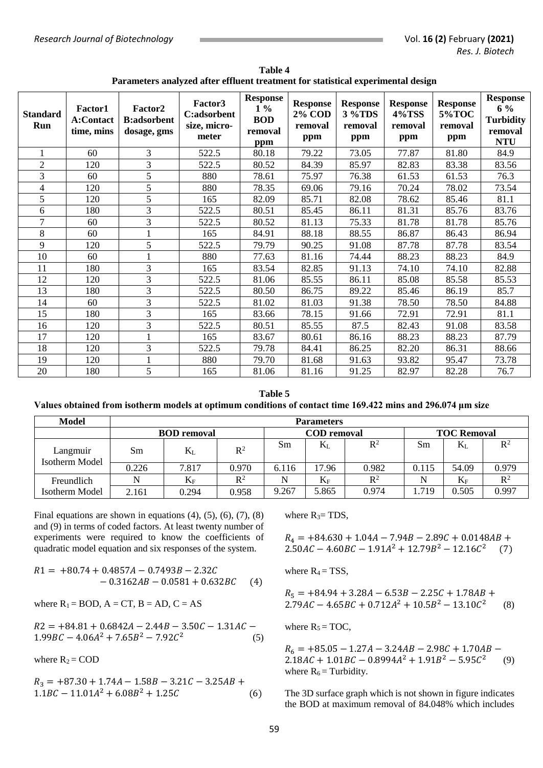**Table 4**
**Parameters analyzed after effluent treatment for statistical experimental design**

| Standard Run | Factor1 A:Contact time, mins | Factor2 B:adsorbent dosage, gms | Factor3 C:adsorbent size, micro-meter | Response 1 % BOD removal ppm | Response 2% COD removal ppm | Response 3 %TDS removal ppm | Response 4%TSS removal ppm | Response 5%TOC removal ppm | Response 6 % Turbidity removal NTU |
|---|---|---|---|---|---|---|---|---|---|
| 1 | 60 | 3 | 522.5 | 80.18 | 79.22 | 73.05 | 77.87 | 81.80 | 84.9 |
| 2 | 120 | 3 | 522.5 | 80.52 | 84.39 | 85.97 | 82.83 | 83.38 | 83.56 |
| 3 | 60 | 5 | 880 | 78.61 | 75.97 | 76.38 | 61.53 | 61.53 | 76.3 |
| 4 | 120 | 5 | 880 | 78.35 | 69.06 | 79.16 | 70.24 | 78.02 | 73.54 |
| 5 | 120 | 5 | 165 | 82.09 | 85.71 | 82.08 | 78.62 | 85.46 | 81.1 |
| 6 | 180 | 3 | 522.5 | 80.51 | 85.45 | 86.11 | 81.31 | 85.76 | 83.76 |
| 7 | 60 | 3 | 522.5 | 80.52 | 81.13 | 75.33 | 81.78 | 81.78 | 85.76 |
| 8 | 60 | 1 | 165 | 84.91 | 88.18 | 88.55 | 86.87 | 86.43 | 86.94 |
| 9 | 120 | 5 | 522.5 | 79.79 | 90.25 | 91.08 | 87.78 | 87.78 | 83.54 |
| 10 | 60 | 1 | 880 | 77.63 | 81.16 | 74.44 | 88.23 | 88.23 | 84.9 |
| 11 | 180 | 3 | 165 | 83.54 | 82.85 | 91.13 | 74.10 | 74.10 | 82.88 |
| 12 | 120 | 3 | 522.5 | 81.06 | 85.55 | 86.11 | 85.08 | 85.58 | 85.53 |
| 13 | 180 | 3 | 522.5 | 80.50 | 86.75 | 89.22 | 85.46 | 86.19 | 85.7 |
| 14 | 60 | 3 | 522.5 | 81.02 | 81.03 | 91.38 | 78.50 | 78.50 | 84.88 |
| 15 | 180 | 3 | 165 | 83.66 | 78.15 | 91.66 | 72.91 | 72.91 | 81.1 |
| 16 | 120 | 3 | 522.5 | 80.51 | 85.55 | 87.5 | 82.43 | 91.08 | 83.58 |
| 17 | 120 | 1 | 165 | 83.67 | 80.61 | 86.16 | 88.23 | 88.23 | 87.79 |
| 18 | 120 | 3 | 522.5 | 79.78 | 84.41 | 86.25 | 82.20 | 86.31 | 88.66 |
| 19 | 120 | 1 | 880 | 79.70 | 81.68 | 91.63 | 93.82 | 95.47 | 73.78 |
| 20 | 180 | 5 | 165 | 81.06 | 81.16 | 91.25 | 82.97 | 82.28 | 76.7 |

**Table 5**
**Values obtained from isotherm models at optimum conditions of contact time 169.422 mins and 296.074 µm size**

| Model | Parameters | | | | | | | | |
|---|---|---|---|---|---|---|---|---|---|
| | BOD removal | | | COD removal | | | TOC Removal | | |
| Langmuir Isotherm Model | Sm | $K_L$ | $R^2$ | Sm | $K_L$ | $R^2$ | Sm | $K_L$ | $R^2$ |
| | 0.226 | 7.817 | 0.970 | 6.116 | 17.96 | 0.982 | 0.115 | 54.09 | 0.979 |
| Freundlich Isotherm Model | N | $K_F$ | $R^2$ | N | $K_F$ | $R^2$ | N | $K_F$ | $R^2$ |
| | 2.161 | 0.294 | 0.958 | 9.267 | 5.865 | 0.974 | 1.719 | 0.505 | 0.997 |

Final equations are shown in equations (4), (5), (6), (7), (8) and (9) in terms of coded factors. At least twenty number of experiments were required to know the coefficients of quadratic model equation and six responses of the system.

$$R1 = +80.74 + 0.4857A - 0.7493B - 2.32C - 0.3162AB - 0.0581 + 0.632BC \quad (4)$$

where $R_1$ = BOD, A = CT, B = AD, C = AS

$$R2 = +84.81 + 0.6842A - 2.44B - 3.50C - 1.31AC - 1.99BC - 4.06A^2 + 7.65B^2 - 7.92C^2 \quad (5)$$

where $R_2$ = COD

$$R_3 = +87.30 + 1.74A - 1.58B - 3.21C - 3.25AB + 1.1BC - 11.01A^2 + 6.08B^2 + 1.25C \quad (6)$$

where $R_3$= TDS,

$$R_4 = +84.630 + 1.04A - 7.94B - 2.89C + 0.0148AB + 2.50AC - 4.60BC - 1.91A^2 + 12.79B^2 - 12.16C^2 \quad (7)$$

where $R_4$ = TSS,

$$R_5 = +84.94 + 3.28A - 6.53B - 2.25C + 1.78AB + 2.79AC - 4.65BC + 0.712A^2 + 10.5B^2 - 13.10C^2 \quad (8)$$

where $R_5$ = TOC,

$$R_6 = +85.05 - 1.27A - 3.24AB - 2.98C + 1.70AB - 2.18AC + 1.01BC - 0.8994A^2 + 1.91B^2 - 5.95C^2 \quad (9)$$

where $R_6$ = Turbidity.

The 3D surface graph which is not shown in figure indicates the BOD at maximum removal of 84.048% which includes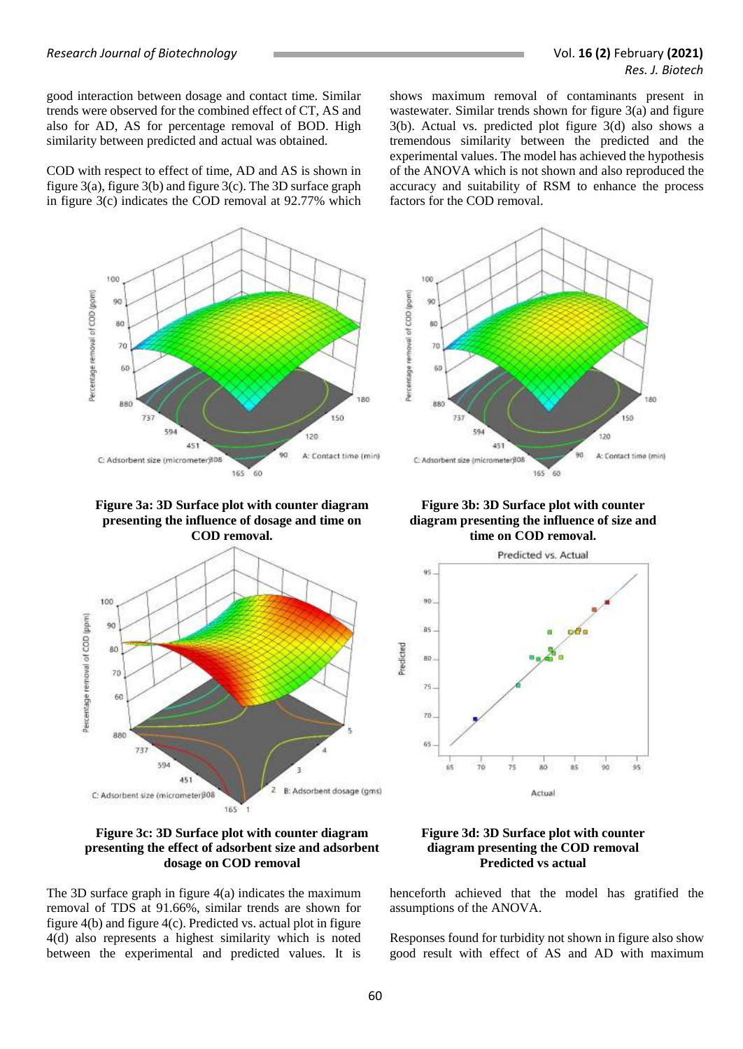good interaction between dosage and contact time. Similar trends were observed for the combined effect of CT, AS and also for AD, AS for percentage removal of BOD. High similarity between predicted and actual was obtained.

COD with respect to effect of time, AD and AS is shown in figure 3(a), figure 3(b) and figure 3(c). The 3D surface graph in figure 3(c) indicates the COD removal at 92.77% which shows maximum removal of contaminants present in wastewater. Similar trends shown for figure 3(a) and figure 3(b). Actual vs. predicted plot figure 3(d) also shows a tremendous similarity between the predicted and the experimental values. The model has achieved the hypothesis of the ANOVA which is not shown and also reproduced the accuracy and suitability of RSM to enhance the process factors for the COD removal.

Percentage removal of COD (ppm)
100
90
80
70
60
880
737
594
451
C: Adsorbent size (micrometer)308
165
60
90
120
150
180
A: Contact time (min)

**Figure 3a: 3D Surface plot with counter diagram presenting the influence of dosage and time on COD removal.**

Percentage removal of COD (ppm)
100
90
80
70
60
880
737
594
451
C: Adsorbent size (micrometer)308
165
60
90
120
150
180
A: Contact time (min)

**Figure 3b: 3D Surface plot with counter diagram presenting the influence of size and time on COD removal.**

Percentage removal of COD (ppm)
100
90
80
70
60
880
737
594
451
C: Adsorbent size (micrometer)308
165
1
2
3
4
5
B: Adsorbent dosage (gms)

**Figure 3c: 3D Surface plot with counter diagram presenting the effect of adsorbent size and adsorbent dosage on COD removal**

Predicted vs. Actual
Predicted
95
90
85
80
75
70
65
Actual
65
70
75
80
85
90
95

**Figure 3d: 3D Surface plot with counter diagram presenting the COD removal Predicted vs actual**

The 3D surface graph in figure 4(a) indicates the maximum removal of TDS at 91.66%, similar trends are shown for figure 4(b) and figure 4(c). Predicted vs. actual plot in figure 4(d) also represents a highest similarity which is noted between the experimental and predicted values. It is henceforth achieved that the model has gratified the assumptions of the ANOVA.

Responses found for turbidity not shown in figure also show good result with effect of AS and AD with maximum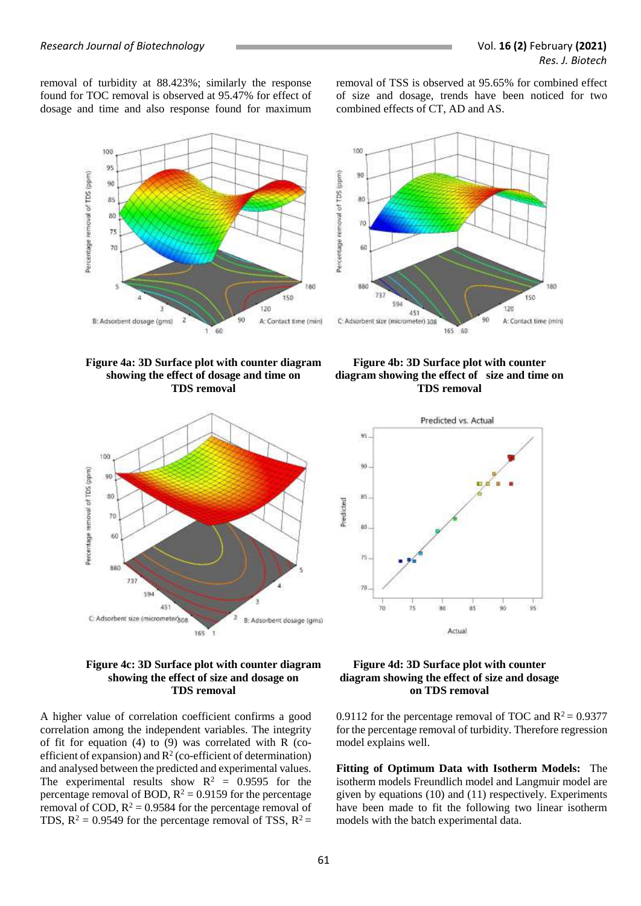removal of turbidity at 88.423%; similarly the response found for TOC removal is observed at 95.47% for effect of dosage and time and also response found for maximum removal of TSS is observed at 95.65% for combined effect of size and dosage, trends have been noticed for two combined effects of CT, AD and AS.

**Figure 4a: 3D Surface plot with counter diagram showing the effect of dosage and time on TDS removal**

**Figure 4b: 3D Surface plot with counter diagram showing the effect of size and time on TDS removal**

**Figure 4c: 3D Surface plot with counter diagram showing the effect of size and dosage on TDS removal**

**Figure 4d: 3D Surface plot with counter diagram showing the effect of size and dosage on TDS removal**

A higher value of correlation coefficient confirms a good correlation among the independent variables. The integrity of fit for equation (4) to (9) was correlated with R (co-efficient of expansion) and $R^2$ (co-efficient of determination) and analysed between the predicted and experimental values. The experimental results show $R^2 = 0.9595$ for the percentage removal of BOD, $R^2 = 0.9159$ for the percentage removal of COD, $R^2 = 0.9584$ for the percentage removal of TDS, $R^2 = 0.9549$ for the percentage removal of TSS, $R^2 = 0.9112$ for the percentage removal of TOC and $R^2 = 0.9377$ for the percentage removal of turbidity. Therefore regression model explains well.

**Fitting of Optimum Data with Isotherm Models:** The isotherm models Freundlich model and Langmuir model are given by equations (10) and (11) respectively. Experiments have been made to fit the following two linear isotherm models with the batch experimental data.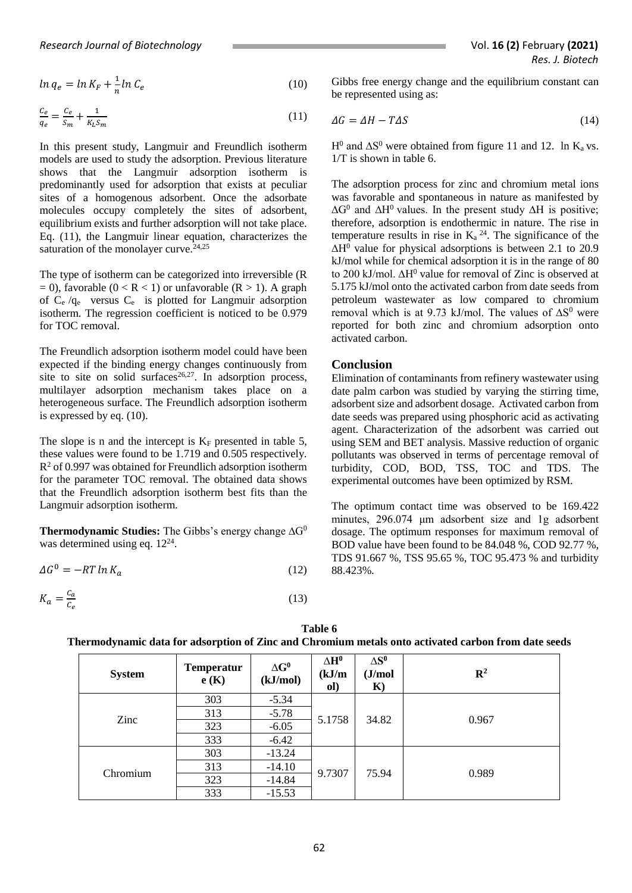$$ln\, q_e = ln\, K_F + \frac{1}{n} ln\, C_e \tag{10}$$

$$\frac{C_e}{q_e} = \frac{C_e}{S_m} + \frac{1}{K_L S_m} \tag{11}$$

In this present study, Langmuir and Freundlich isotherm models are used to study the adsorption. Previous literature shows that the Langmuir adsorption isotherm is predominantly used for adsorption that exists at peculiar sites of a homogenous adsorbent. Once the adsorbate molecules occupy completely the sites of adsorbent, equilibrium exists and further adsorption will not take place. Eq. (11), the Langmuir linear equation, characterizes the saturation of the monolayer curve.[24,25]

The type of isotherm can be categorized into irreversible (R = 0), favorable ($0 < R < 1$) or unfavorable ($R > 1$). A graph of $C_e / q_e$ versus $C_e$ is plotted for Langmuir adsorption isotherm. The regression coefficient is noticed to be 0.979 for TOC removal.

The Freundlich adsorption isotherm model could have been expected if the binding energy changes continuously from site to site on solid surfaces[26,27]. In adsorption process, multilayer adsorption mechanism takes place on a heterogeneous surface. The Freundlich adsorption isotherm is expressed by eq. (10).

The slope is n and the intercept is $K_F$ presented in table 5, these values were found to be 1.719 and 0.505 respectively. $R^2$ of 0.997 was obtained for Freundlich adsorption isotherm for the parameter TOC removal. The obtained data shows that the Freundlich adsorption isotherm best fits than the Langmuir adsorption isotherm.

**Thermodynamic Studies:** The Gibbs's energy change $\Delta G^0$ was determined using eq. 12[24].

$$\Delta G^0 = -RT\, ln\, K_a \tag{12}$$

$$K_a = \frac{C_a}{C_e} \tag{13}$$

Gibbs free energy change and the equilibrium constant can be represented using as:

$$\Delta G = \Delta H - T\Delta S \tag{14}$$

$H^0$ and $\Delta S^0$ were obtained from figure 11 and 12. ln $K_a$ vs. 1/T is shown in table 6.

The adsorption process for zinc and chromium metal ions was favorable and spontaneous in nature as manifested by $\Delta G^0$ and $\Delta H^0$ values. In the present study $\Delta H$ is positive; therefore, adsorption is endothermic in nature. The rise in temperature results in rise in $K_a$ [24]. The significance of the $\Delta H^0$ value for physical adsorptions is between 2.1 to 20.9 kJ/mol while for chemical adsorption it is in the range of 80 to 200 kJ/mol. $\Delta H^0$ value for removal of Zinc is observed at 5.175 kJ/mol onto the activated carbon from date seeds from petroleum wastewater as low compared to chromium removal which is at 9.73 kJ/mol. The values of $\Delta S^0$ were reported for both zinc and chromium adsorption onto activated carbon.

## Conclusion

Elimination of contaminants from refinery wastewater using date palm carbon was studied by varying the stirring time, adsorbent size and adsorbent dosage. Activated carbon from date seeds was prepared using phosphoric acid as activating agent. Characterization of the adsorbent was carried out using SEM and BET analysis. Massive reduction of organic pollutants was observed in terms of percentage removal of turbidity, COD, BOD, TSS, TOC and TDS. The experimental outcomes have been optimized by RSM.

The optimum contact time was observed to be 169.422 minutes, 296.074 μm adsorbent size and 1g adsorbent dosage. The optimum responses for maximum removal of BOD value have been found to be 84.048 %, COD 92.77 %, TDS 91.667 %, TSS 95.65 %, TOC 95.473 % and turbidity 88.423%.

**Table 6**
**Thermodynamic data for adsorption of Zinc and Chromium metals onto activated carbon from date seeds**

| System | Temperature (K) | $\Delta G^0$ (kJ/mol) | $\Delta H^0$ (kJ/mol) | $\Delta S^0$ (J/mol K) | $R^2$ |
|---|---|---|---|---|---|
| Zinc | 303 | -5.34 | 5.1758 | 34.82 | 0.967 |
| | 313 | -5.78 | | | |
| | 323 | -6.05 | | | |
| | 333 | -6.42 | | | |
| Chromium | 303 | -13.24 | 9.7307 | 75.94 | 0.989 |
| | 313 | -14.10 | | | |
| | 323 | -14.84 | | | |
| | 333 | -15.53 | | | |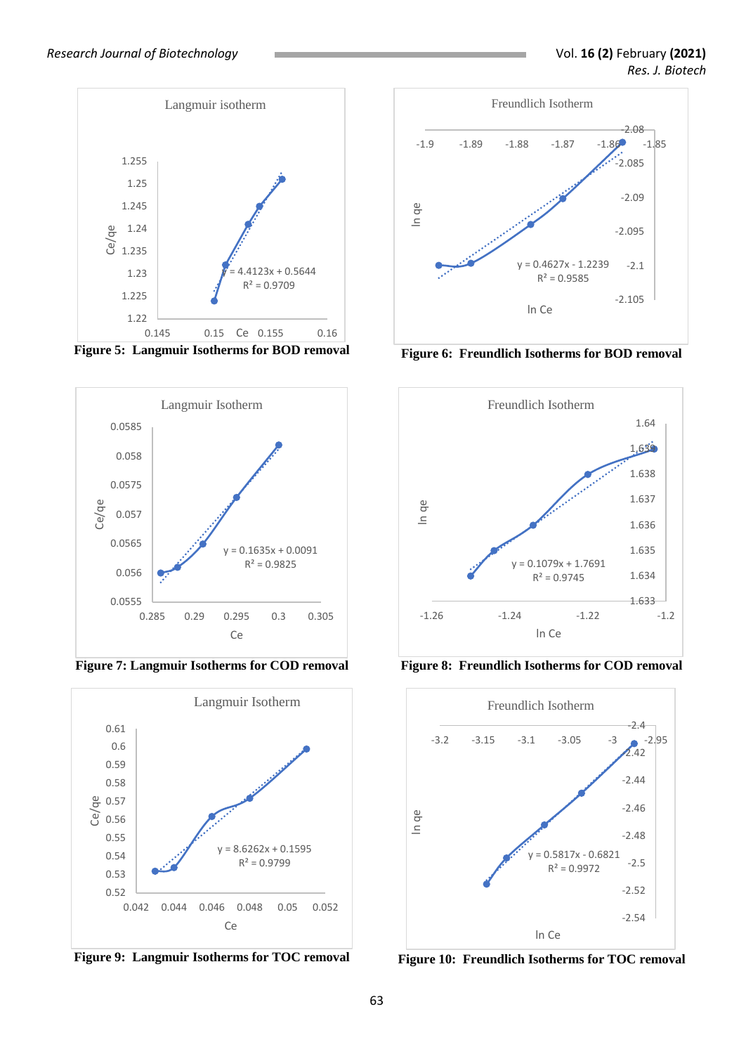Figure 5: Langmuir Isotherms for BOD removal

Figure 6: Freundlich Isotherms for BOD removal

Figure 7: Langmuir Isotherms for COD removal

Figure 8: Freundlich Isotherms for COD removal

Figure 9: Langmuir Isotherms for TOC removal

Figure 10: Freundlich Isotherms for TOC removal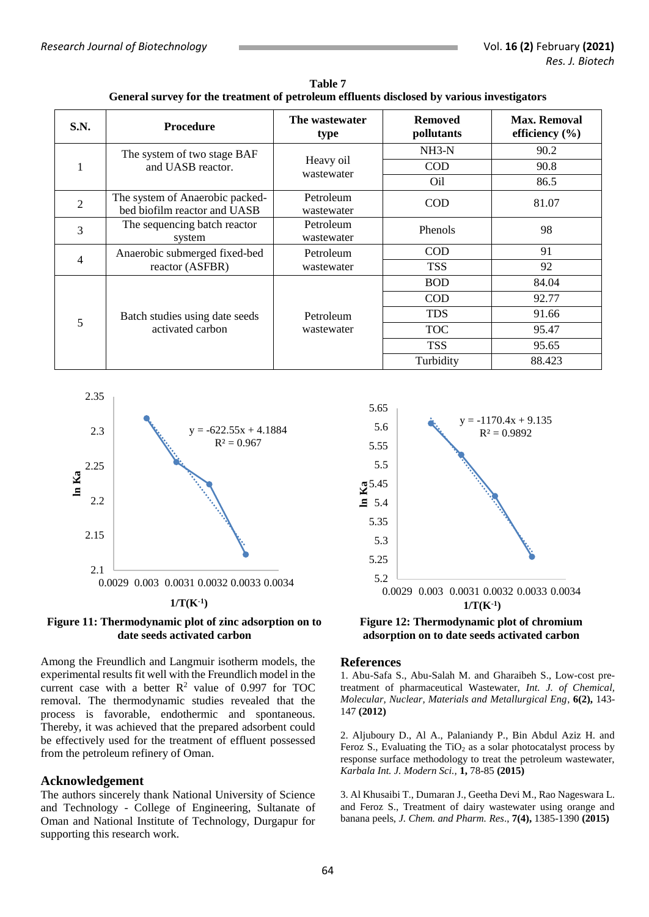**Table 7**
**General survey for the treatment of petroleum effluents disclosed by various investigators**

| S.N. | Procedure | The wastewater type | Removed pollutants | Max. Removal efficiency (%) |
|---|---|---|---|---|
| 1 | The system of two stage BAF and UASB reactor. | Heavy oil wastewater | NH3-N | 90.2 |
| | | | COD | 90.8 |
| | | | Oil | 86.5 |
| 2 | The system of Anaerobic packed-bed biofilm reactor and UASB | Petroleum wastewater | COD | 81.07 |
| 3 | The sequencing batch reactor system | Petroleum wastewater | Phenols | 98 |
| 4 | Anaerobic submerged fixed-bed reactor (ASFBR) | Petroleum wastewater | COD | 91 |
| | | | TSS | 92 |
| 5 | Batch studies using date seeds activated carbon | Petroleum wastewater | BOD | 84.04 |
| | | | COD | 92.77 |
| | | | TDS | 91.66 |
| | | | TOC | 95.47 |
| | | | TSS | 95.65 |
| | | | Turbidity | 88.423 |

y = -622.55x + 4.1884
R² = 0.967
ln Ka
2.35
2.3
2.25
2.2
2.15
2.1
0.0029 0.003 0.0031 0.0032 0.0033 0.0034
1/T(K⁻¹)

**Figure 11: Thermodynamic plot of zinc adsorption on to date seeds activated carbon**

y = -1170.4x + 9.135
R² = 0.9892
ln Ka
5.65
5.6
5.55
5.5
5.45
5.4
5.35
5.3
5.25
5.2
0.0029 0.003 0.0031 0.0032 0.0033 0.0034
1/T(K⁻¹)

**Figure 12: Thermodynamic plot of chromium adsorption on to date seeds activated carbon**

Among the Freundlich and Langmuir isotherm models, the experimental results fit well with the Freundlich model in the current case with a better $R^2$ value of 0.997 for TOC removal. The thermodynamic studies revealed that the process is favorable, endothermic and spontaneous. Thereby, it was achieved that the prepared adsorbent could be effectively used for the treatment of effluent possessed from the petroleum refinery of Oman.

## Acknowledgement

The authors sincerely thank National University of Science and Technology - College of Engineering, Sultanate of Oman and National Institute of Technology, Durgapur for supporting this research work.

## References

1. Abu-Safa S., Abu-Salah M. and Gharaibeh S., Low-cost pre-treatment of pharmaceutical Wastewater, *Int. J. of Chemical, Molecular, Nuclear, Materials and Metallurgical Eng*, **6(2),** 143-147 **(2012)**

2. Aljuboury D., Al A., Palaniandy P., Bin Abdul Aziz H. and Feroz S., Evaluating the $TiO_2$ as a solar photocatalyst process by response surface methodology to treat the petroleum wastewater, *Karbala Int. J. Modern Sci.,* **1,** 78-85 **(2015)**

3. Al Khusaibi T., Dumaran J., Geetha Devi M., Rao Nageswara L. and Feroz S., Treatment of dairy wastewater using orange and banana peels, *J. Chem. and Pharm. Res*., **7(4),** 1385-1390 **(2015)**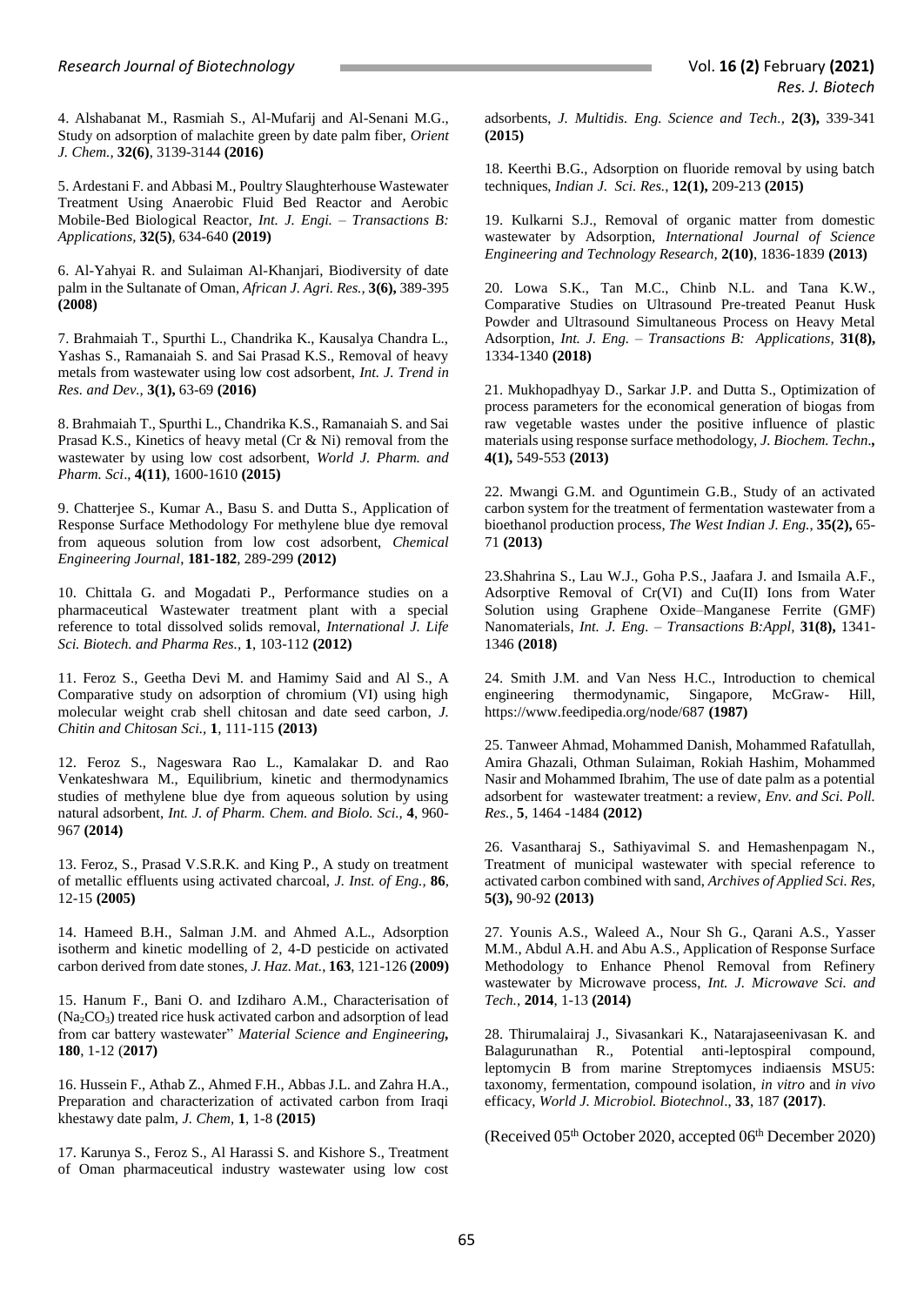4. Alshabanat M., Rasmiah S., Al-Mufarij and Al-Senani M.G., Study on adsorption of malachite green by date palm fiber, *Orient J. Chem.,* **32(6)**, 3139-3144 **(2016)**

5. Ardestani F. and Abbasi M., Poultry Slaughterhouse Wastewater Treatment Using Anaerobic Fluid Bed Reactor and Aerobic Mobile-Bed Biological Reactor, *Int. J. Engi. – Transactions B: Applications,* **32(5)**, 634-640 **(2019)**

6. Al-Yahyai R. and Sulaiman Al-Khanjari, Biodiversity of date palm in the Sultanate of Oman, *African J. Agri. Res.,* **3(6),** 389-395 **(2008)**

7. Brahmaiah T., Spurthi L., Chandrika K., Kausalya Chandra L., Yashas S., Ramanaiah S. and Sai Prasad K.S., Removal of heavy metals from wastewater using low cost adsorbent, *Int. J. Trend in Res. and Dev.,* **3(1),** 63-69 **(2016)**

8. Brahmaiah T., Spurthi L., Chandrika K.S., Ramanaiah S. and Sai Prasad K.S., Kinetics of heavy metal (Cr & Ni) removal from the wastewater by using low cost adsorbent, *World J. Pharm. and Pharm. Sci*., **4(11)**, 1600-1610 **(2015)**

9. Chatterjee S., Kumar A., Basu S. and Dutta S., Application of Response Surface Methodology For methylene blue dye removal from aqueous solution from low cost adsorbent, *Chemical Engineering Journal*, **181-182**, 289-299 **(2012)**

10. Chittala G. and Mogadati P., Performance studies on a pharmaceutical Wastewater treatment plant with a special reference to total dissolved solids removal, *International J. Life Sci. Biotech. and Pharma Res.*, **1**, 103-112 **(2012)**

11. Feroz S., Geetha Devi M. and Hamimy Said and Al S., A Comparative study on adsorption of chromium (VI) using high molecular weight crab shell chitosan and date seed carbon, *J. Chitin and Chitosan Sci.,* **1**, 111-115 **(2013)**

12. Feroz S., Nageswara Rao L., Kamalakar D. and Rao Venkateshwara M., Equilibrium, kinetic and thermodynamics studies of methylene blue dye from aqueous solution by using natural adsorbent, *Int. J. of Pharm. Chem. and Biolo. Sci.,* **4**, 960-967 **(2014)**

13. Feroz, S., Prasad V.S.R.K. and King P., A study on treatment of metallic effluents using activated charcoal, *J. Inst. of Eng.,* **86**, 12-15 **(2005)**

14. Hameed B.H., Salman J.M. and Ahmed A.L., Adsorption isotherm and kinetic modelling of 2, 4-D pesticide on activated carbon derived from date stones, *J. Haz. Mat.*, **163**, 121-126 **(2009)**

15. Hanum F., Bani O. and Izdiharo A.M., Characterisation of ($Na_2CO_3$) treated rice husk activated carbon and adsorption of lead from car battery wastewater" *Material Science and Engineering***,** **180**, 1-12 (**2017)**

16. Hussein F., Athab Z., Ahmed F.H., Abbas J.L. and Zahra H.A., Preparation and characterization of activated carbon from Iraqi khestawy date palm, *J. Chem,* **1**, 1-8 **(2015)**

17. Karunya S., Feroz S., Al Harassi S. and Kishore S., Treatment of Oman pharmaceutical industry wastewater using low cost adsorbents, *J. Multidis. Eng. Science and Tech.,* **2(3),** 339-341 **(2015)**

18. Keerthi B.G., Adsorption on fluoride removal by using batch techniques, *Indian J. Sci. Res.*, **12(1),** 209-213 **(2015)**

19. Kulkarni S.J., Removal of organic matter from domestic wastewater by Adsorption, *International Journal of Science Engineering and Technology Research,* **2(10)**, 1836-1839 **(2013)**

20. Lowa S.K., Tan M.C., Chinb N.L. and Tana K.W., Comparative Studies on Ultrasound Pre-treated Peanut Husk Powder and Ultrasound Simultaneous Process on Heavy Metal Adsorption, *Int. J. Eng. – Transactions B: Applications,* **31(8),** 1334-1340 **(2018)**

21. Mukhopadhyay D., Sarkar J.P. and Dutta S., Optimization of process parameters for the economical generation of biogas from raw vegetable wastes under the positive influence of plastic materials using response surface methodology, *J. Biochem. Techn***.,** **4(1),** 549-553 **(2013)**

22. Mwangi G.M. and Oguntimein G.B., Study of an activated carbon system for the treatment of fermentation wastewater from a bioethanol production process, *The West Indian J. Eng.,* **35(2),** 65-71 **(2013)**

23.Shahrina S., Lau W.J., Goha P.S., Jaafara J. and Ismaila A.F., Adsorptive Removal of Cr(VI) and Cu(II) Ions from Water Solution using Graphene Oxide–Manganese Ferrite (GMF) Nanomaterials, *Int. J. Eng. – Transactions B:Appl,* **31(8),** 1341-1346 **(2018)**

24. Smith J.M. and Van Ness H.C., Introduction to chemical engineering thermodynamic, Singapore, McGraw- Hill, https://www.feedipedia.org/node/687 **(1987)**

25. Tanweer Ahmad, Mohammed Danish, Mohammed Rafatullah, Amira Ghazali, Othman Sulaiman, Rokiah Hashim, Mohammed Nasir and Mohammed Ibrahim, The use of date palm as a potential adsorbent for wastewater treatment: a review, *Env. and Sci. Poll. Res.*, **5**, 1464 -1484 **(2012)**

26. Vasantharaj S., Sathiyavimal S. and Hemashenpagam N., Treatment of municipal wastewater with special reference to activated carbon combined with sand, *Archives of Applied Sci. Res,* **5(3),** 90-92 **(2013)**

27. Younis A.S., Waleed A., Nour Sh G., Qarani A.S., Yasser M.M., Abdul A.H. and Abu A.S., Application of Response Surface Methodology to Enhance Phenol Removal from Refinery wastewater by Microwave process, *Int. J. Microwave Sci. and Tech.,* **2014**, 1-13 **(2014)**

28. Thirumalairaj J., Sivasankari K., Natarajaseenivasan K. and Balagurunathan R., Potential anti-leptospiral compound, leptomycin B from marine Streptomyces indiaensis MSU5: taxonomy, fermentation, compound isolation, *in vitro* and *in vivo* efficacy, *World J. Microbiol. Biotechnol*., **33**, 187 **(2017)**.

(Received 05th October 2020, accepted 06th December 2020)